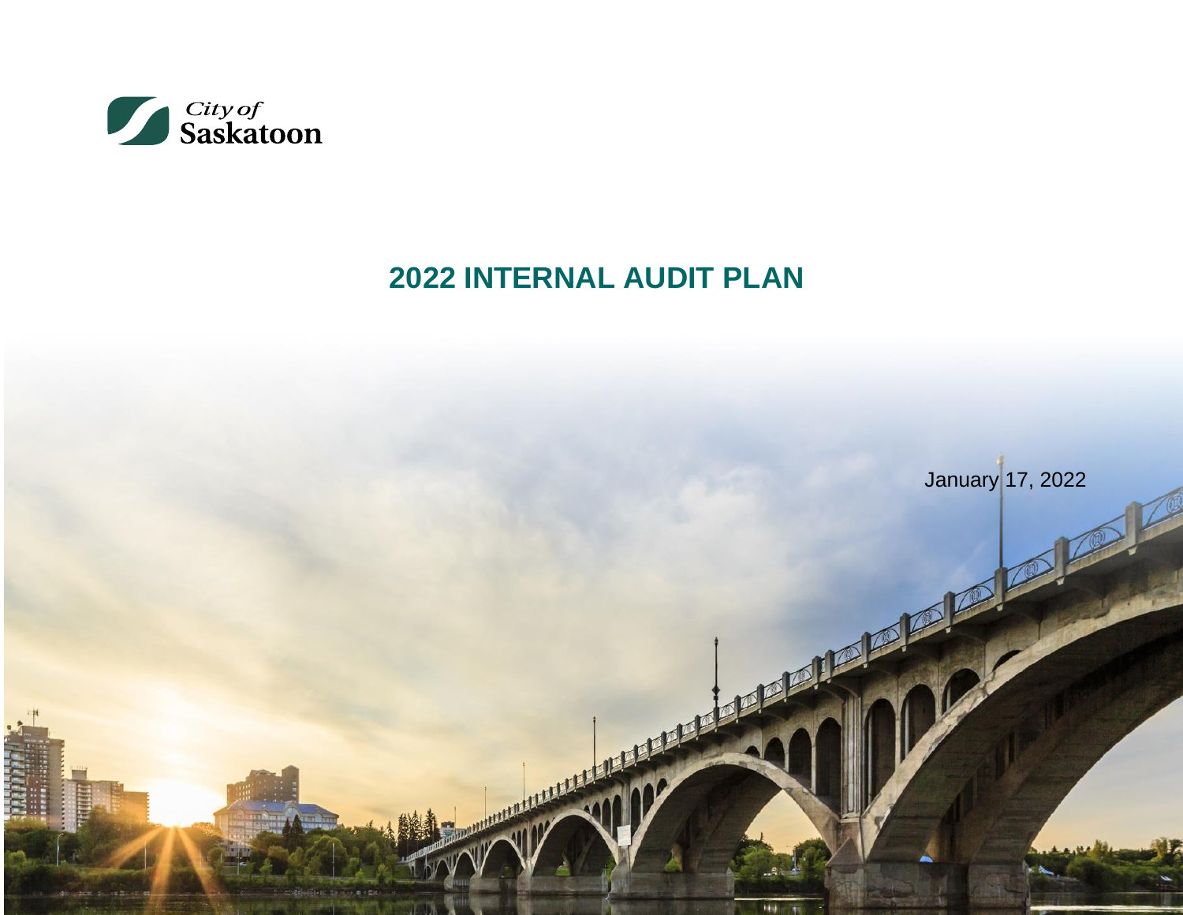City of Saskatoon

# 2022 INTERNAL AUDIT PLAN

January 17, 2022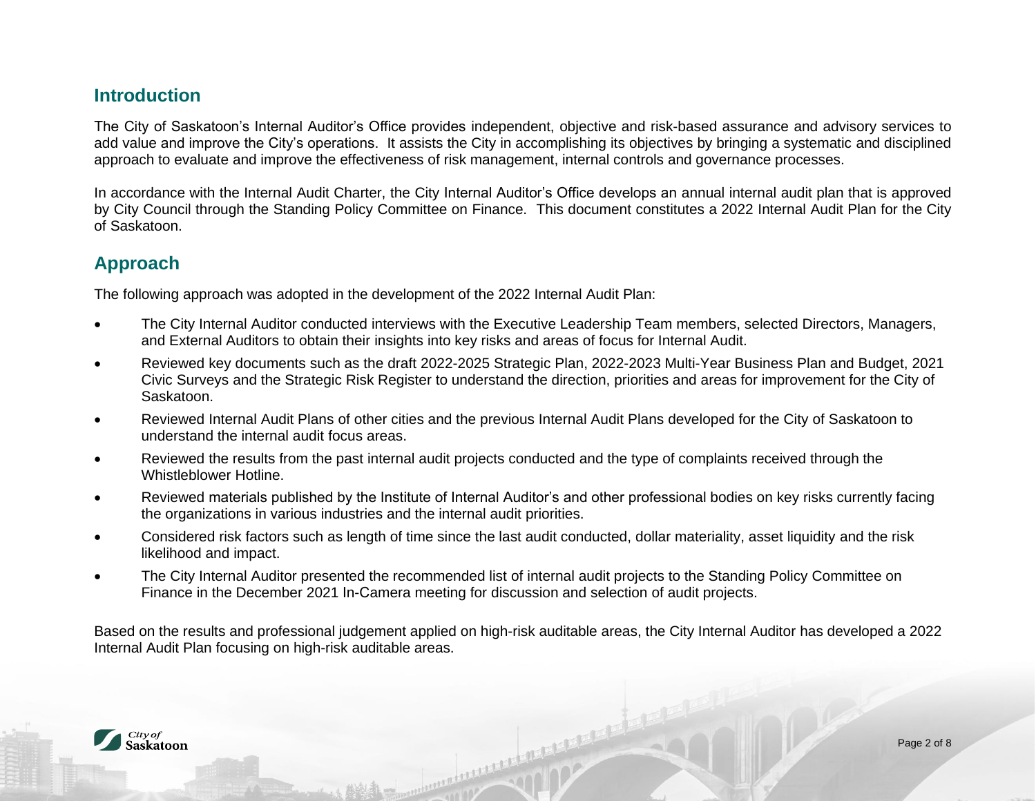## Introduction

The City of Saskatoon's Internal Auditor's Office provides independent, objective and risk-based assurance and advisory services to add value and improve the City's operations. It assists the City in accomplishing its objectives by bringing a systematic and disciplined approach to evaluate and improve the effectiveness of risk management, internal controls and governance processes.

In accordance with the Internal Audit Charter, the City Internal Auditor's Office develops an annual internal audit plan that is approved by City Council through the Standing Policy Committee on Finance. This document constitutes a 2022 Internal Audit Plan for the City of Saskatoon.

## Approach

The following approach was adopted in the development of the 2022 Internal Audit Plan:

- The City Internal Auditor conducted interviews with the Executive Leadership Team members, selected Directors, Managers, and External Auditors to obtain their insights into key risks and areas of focus for Internal Audit.
- Reviewed key documents such as the draft 2022-2025 Strategic Plan, 2022-2023 Multi-Year Business Plan and Budget, 2021 Civic Surveys and the Strategic Risk Register to understand the direction, priorities and areas for improvement for the City of Saskatoon.
- Reviewed Internal Audit Plans of other cities and the previous Internal Audit Plans developed for the City of Saskatoon to understand the internal audit focus areas.
- Reviewed the results from the past internal audit projects conducted and the type of complaints received through the Whistleblower Hotline.
- Reviewed materials published by the Institute of Internal Auditor's and other professional bodies on key risks currently facing the organizations in various industries and the internal audit priorities.
- Considered risk factors such as length of time since the last audit conducted, dollar materiality, asset liquidity and the risk likelihood and impact.
- The City Internal Auditor presented the recommended list of internal audit projects to the Standing Policy Committee on Finance in the December 2021 In-Camera meeting for discussion and selection of audit projects.

Based on the results and professional judgement applied on high-risk auditable areas, the City Internal Auditor has developed a 2022 Internal Audit Plan focusing on high-risk auditable areas.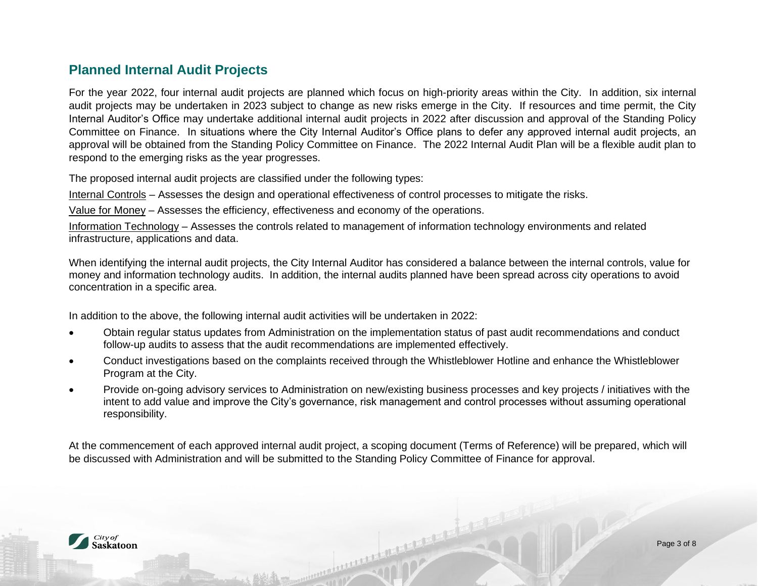## Planned Internal Audit Projects

For the year 2022, four internal audit projects are planned which focus on high-priority areas within the City. In addition, six internal audit projects may be undertaken in 2023 subject to change as new risks emerge in the City. If resources and time permit, the City Internal Auditor's Office may undertake additional internal audit projects in 2022 after discussion and approval of the Standing Policy Committee on Finance. In situations where the City Internal Auditor's Office plans to defer any approved internal audit projects, an approval will be obtained from the Standing Policy Committee on Finance. The 2022 Internal Audit Plan will be a flexible audit plan to respond to the emerging risks as the year progresses.

The proposed internal audit projects are classified under the following types:

Internal Controls – Assesses the design and operational effectiveness of control processes to mitigate the risks.

Value for Money – Assesses the efficiency, effectiveness and economy of the operations.

Information Technology – Assesses the controls related to management of information technology environments and related infrastructure, applications and data.

When identifying the internal audit projects, the City Internal Auditor has considered a balance between the internal controls, value for money and information technology audits. In addition, the internal audits planned have been spread across city operations to avoid concentration in a specific area.

In addition to the above, the following internal audit activities will be undertaken in 2022:

- Obtain regular status updates from Administration on the implementation status of past audit recommendations and conduct follow-up audits to assess that the audit recommendations are implemented effectively.
- Conduct investigations based on the complaints received through the Whistleblower Hotline and enhance the Whistleblower Program at the City.
- Provide on-going advisory services to Administration on new/existing business processes and key projects / initiatives with the intent to add value and improve the City's governance, risk management and control processes without assuming operational responsibility.

At the commencement of each approved internal audit project, a scoping document (Terms of Reference) will be prepared, which will be discussed with Administration and will be submitted to the Standing Policy Committee of Finance for approval.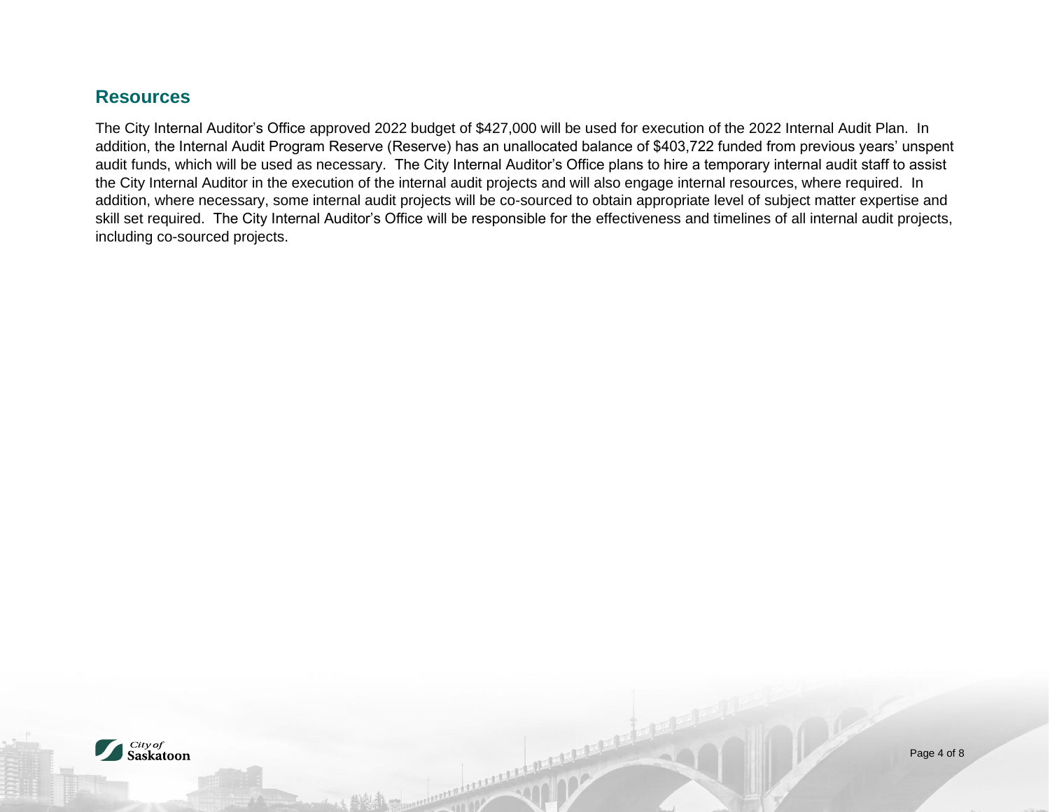## Resources

The City Internal Auditor's Office approved 2022 budget of $427,000 will be used for execution of the 2022 Internal Audit Plan. In addition, the Internal Audit Program Reserve (Reserve) has an unallocated balance of $403,722 funded from previous years' unspent audit funds, which will be used as necessary. The City Internal Auditor's Office plans to hire a temporary internal audit staff to assist the City Internal Auditor in the execution of the internal audit projects and will also engage internal resources, where required. In addition, where necessary, some internal audit projects will be co-sourced to obtain appropriate level of subject matter expertise and skill set required. The City Internal Auditor's Office will be responsible for the effectiveness and timelines of all internal audit projects, including co-sourced projects.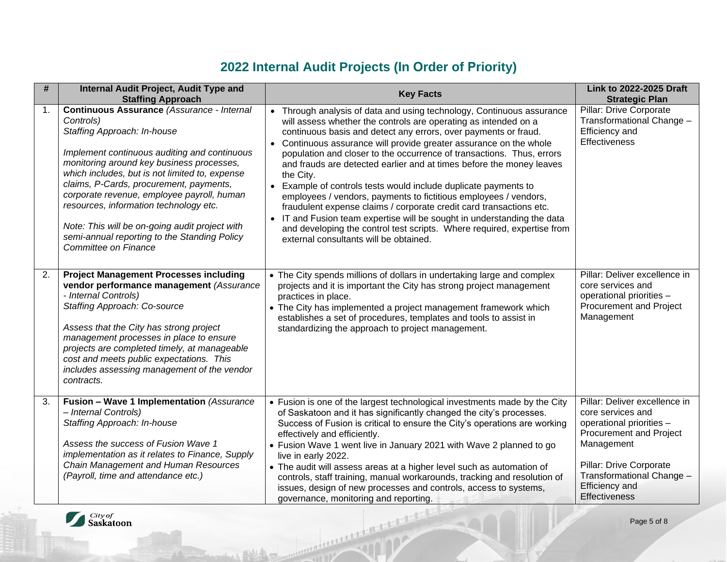## 2022 Internal Audit Projects (In Order of Priority)

| # | Internal Audit Project, Audit Type and Staffing Approach | Key Facts | Link to 2022-2025 Draft Strategic Plan |
|---|---|---|---|
| 1. | **Continuous Assurance** *(Assurance - Internal Controls)*<br>*Staffing Approach: In-house*<br><br>*Implement continuous auditing and continuous monitoring around key business processes, which includes, but is not limited to, expense claims, P-Cards, procurement, payments, corporate revenue, employee payroll, human resources, information technology etc.*<br><br>*Note: This will be on-going audit project with semi-annual reporting to the Standing Policy Committee on Finance* | • Through analysis of data and using technology, Continuous assurance will assess whether the controls are operating as intended on a continuous basis and detect any errors, over payments or fraud.<br>• Continuous assurance will provide greater assurance on the whole population and closer to the occurrence of transactions. Thus, errors and frauds are detected earlier and at times before the money leaves the City.<br>• Example of controls tests would include duplicate payments to employees / vendors, payments to fictitious employees / vendors, fraudulent expense claims / corporate credit card transactions etc.<br>• IT and Fusion team expertise will be sought in understanding the data and developing the control test scripts. Where required, expertise from external consultants will be obtained. | Pillar: Drive Corporate Transformational Change – Efficiency and Effectiveness |
| 2. | **Project Management Processes including vendor performance management** *(Assurance - Internal Controls)*<br>*Staffing Approach: Co-source*<br><br>*Assess that the City has strong project management processes in place to ensure projects are completed timely, at manageable cost and meets public expectations. This includes assessing management of the vendor contracts.* | • The City spends millions of dollars in undertaking large and complex projects and it is important the City has strong project management practices in place.<br>• The City has implemented a project management framework which establishes a set of procedures, templates and tools to assist in standardizing the approach to project management. | Pillar: Deliver excellence in core services and operational priorities – Procurement and Project Management |
| 3. | **Fusion – Wave 1 Implementation** *(Assurance – Internal Controls)*<br>*Staffing Approach: In-house*<br><br>*Assess the success of Fusion Wave 1 implementation as it relates to Finance, Supply Chain Management and Human Resources (Payroll, time and attendance etc.)* | • Fusion is one of the largest technological investments made by the City of Saskatoon and it has significantly changed the city's processes. Success of Fusion is critical to ensure the City's operations are working effectively and efficiently.<br>• Fusion Wave 1 went live in January 2021 with Wave 2 planned to go live in early 2022.<br>• The audit will assess areas at a higher level such as automation of controls, staff training, manual workarounds, tracking and resolution of issues, design of new processes and controls, access to systems, governance, monitoring and reporting. | Pillar: Deliver excellence in core services and operational priorities – Procurement and Project Management<br><br>Pillar: Drive Corporate Transformational Change – Efficiency and Effectiveness |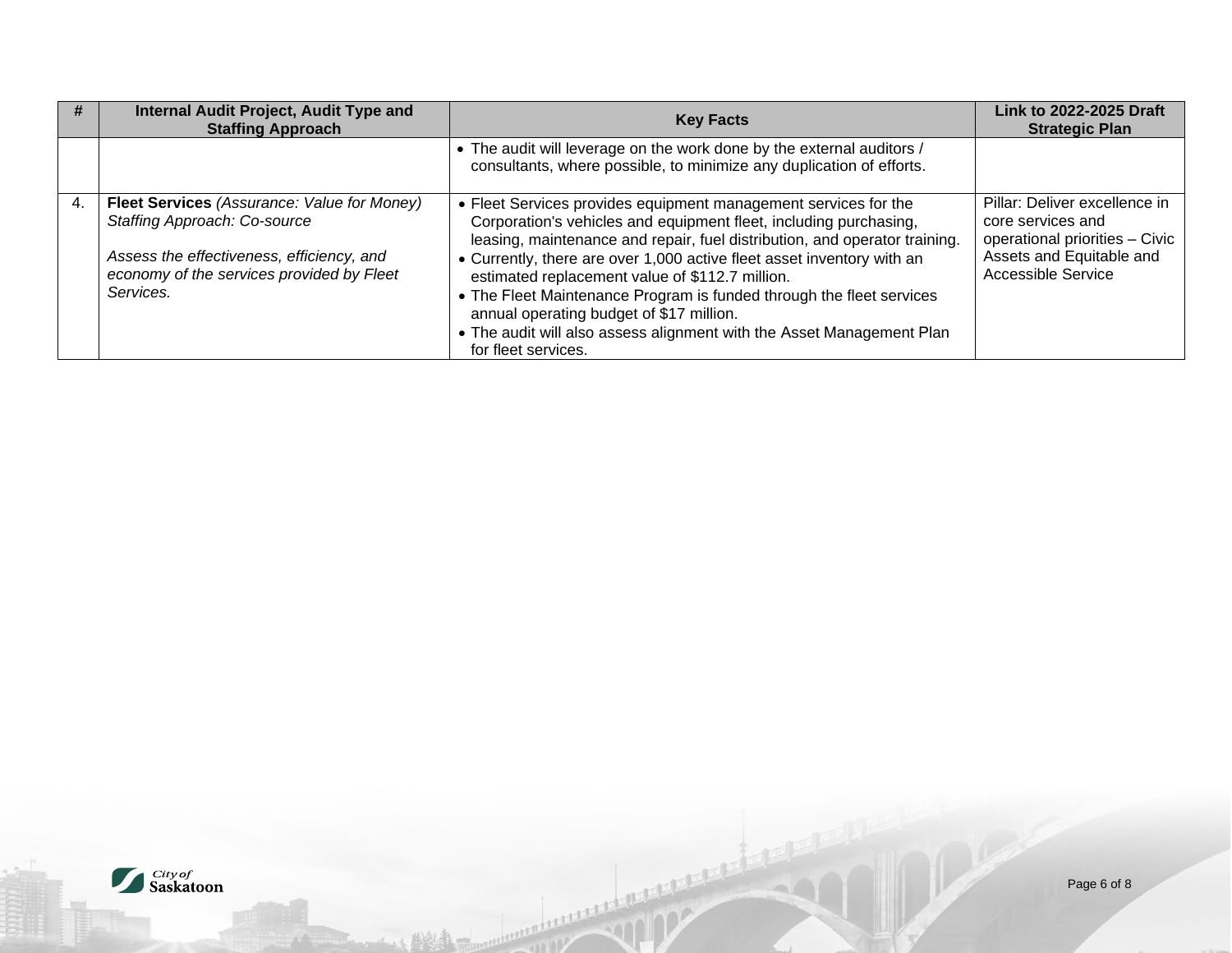| # | Internal Audit Project, Audit Type and Staffing Approach | Key Facts | Link to 2022-2025 Draft Strategic Plan |
|---|---|---|---|
| | | • The audit will leverage on the work done by the external auditors / consultants, where possible, to minimize any duplication of efforts. | |
| 4. | **Fleet Services** *(Assurance: Value for Money)* *Staffing Approach: Co-source* <br><br> *Assess the effectiveness, efficiency, and economy of the services provided by Fleet Services.* | • Fleet Services provides equipment management services for the Corporation's vehicles and equipment fleet, including purchasing, leasing, maintenance and repair, fuel distribution, and operator training. <br> • Currently, there are over 1,000 active fleet asset inventory with an estimated replacement value of $112.7 million. <br> • The Fleet Maintenance Program is funded through the fleet services annual operating budget of $17 million. <br> • The audit will also assess alignment with the Asset Management Plan for fleet services. | Pillar: Deliver excellence in core services and operational priorities – Civic Assets and Equitable and Accessible Service |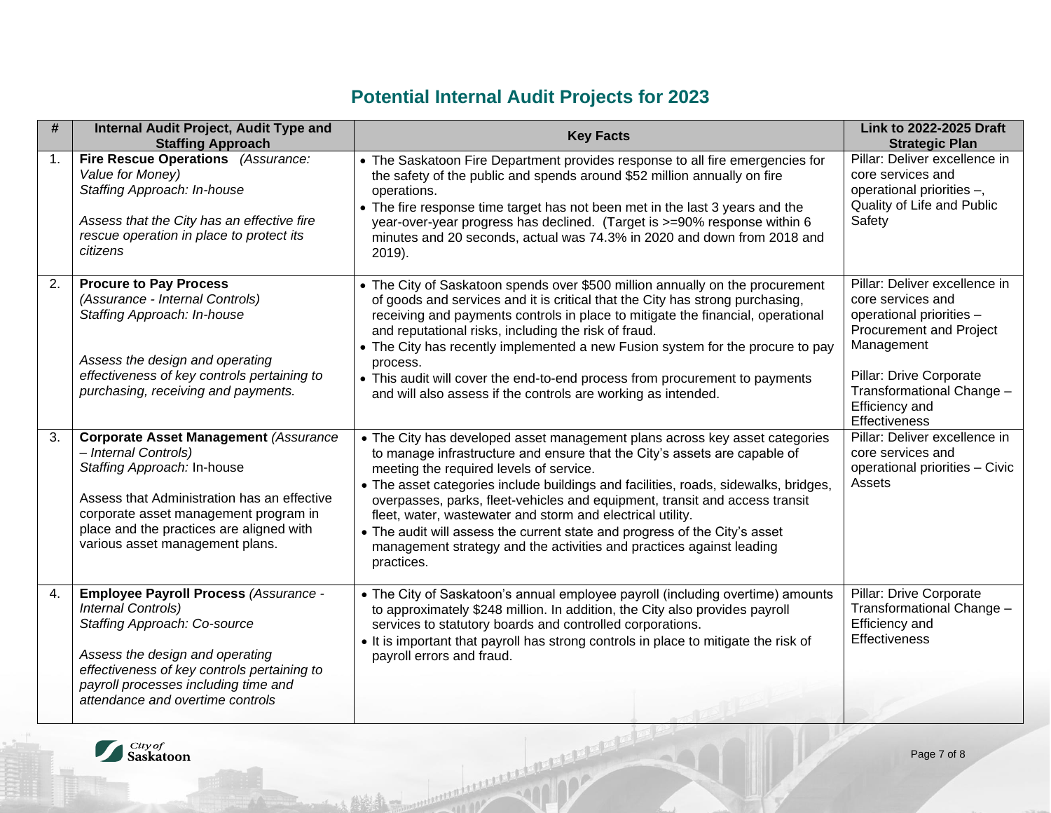## Potential Internal Audit Projects for 2023

| # | Internal Audit Project, Audit Type and Staffing Approach | Key Facts | Link to 2022-2025 Draft Strategic Plan |
|---|---|---|---|
| 1. | **Fire Rescue Operations** *(Assurance: Value for Money)*<br>*Staffing Approach: In-house*<br><br>*Assess that the City has an effective fire rescue operation in place to protect its citizens* | • The Saskatoon Fire Department provides response to all fire emergencies for the safety of the public and spends around $52 million annually on fire operations.<br>• The fire response time target has not been met in the last 3 years and the year-over-year progress has declined. (Target is >=90% response within 6 minutes and 20 seconds, actual was 74.3% in 2020 and down from 2018 and 2019). | Pillar: Deliver excellence in core services and operational priorities –, Quality of Life and Public Safety |
| 2. | **Procure to Pay Process**<br>*(Assurance - Internal Controls)*<br>*Staffing Approach: In-house*<br><br>*Assess the design and operating effectiveness of key controls pertaining to purchasing, receiving and payments.* | • The City of Saskatoon spends over $500 million annually on the procurement of goods and services and it is critical that the City has strong purchasing, receiving and payments controls in place to mitigate the financial, operational and reputational risks, including the risk of fraud.<br>• The City has recently implemented a new Fusion system for the procure to pay process.<br>• This audit will cover the end-to-end process from procurement to payments and will also assess if the controls are working as intended. | Pillar: Deliver excellence in core services and operational priorities – Procurement and Project Management<br><br>Pillar: Drive Corporate Transformational Change – Efficiency and Effectiveness |
| 3. | **Corporate Asset Management** *(Assurance – Internal Controls)*<br>*Staffing Approach:* In-house<br><br>Assess that Administration has an effective corporate asset management program in place and the practices are aligned with various asset management plans. | • The City has developed asset management plans across key asset categories to manage infrastructure and ensure that the City's assets are capable of meeting the required levels of service.<br>• The asset categories include buildings and facilities, roads, sidewalks, bridges, overpasses, parks, fleet-vehicles and equipment, transit and access transit fleet, water, wastewater and storm and electrical utility.<br>• The audit will assess the current state and progress of the City's asset management strategy and the activities and practices against leading practices. | Pillar: Deliver excellence in core services and operational priorities – Civic Assets |
| 4. | **Employee Payroll Process** *(Assurance - Internal Controls)*<br>*Staffing Approach: Co-source*<br><br>*Assess the design and operating effectiveness of key controls pertaining to payroll processes including time and attendance and overtime controls* | • The City of Saskatoon's annual employee payroll (including overtime) amounts to approximately $248 million. In addition, the City also provides payroll services to statutory boards and controlled corporations.<br>• It is important that payroll has strong controls in place to mitigate the risk of payroll errors and fraud. | Pillar: Drive Corporate Transformational Change – Efficiency and Effectiveness |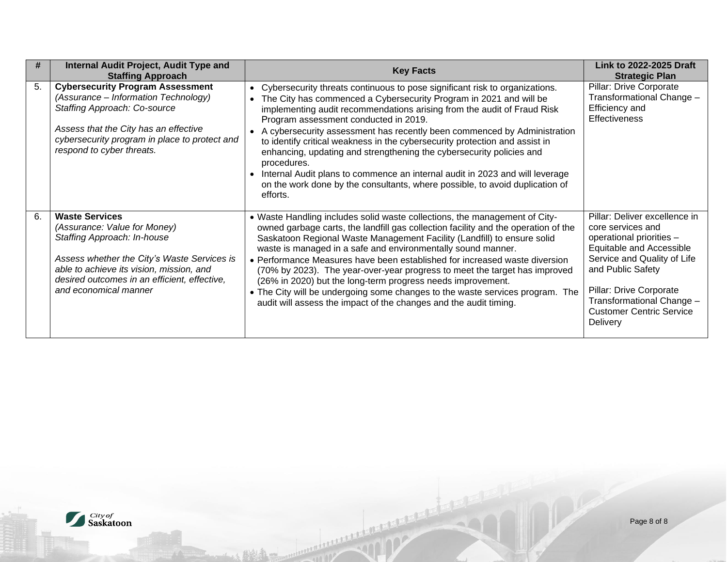| # | Internal Audit Project, Audit Type and Staffing Approach | Key Facts | Link to 2022-2025 Draft Strategic Plan |
|---|---|---|---|
| 5. | **Cybersecurity Program Assessment**<br>*(Assurance – Information Technology)*<br>*Staffing Approach: Co-source*<br><br>*Assess that the City has an effective cybersecurity program in place to protect and respond to cyber threats.* | • Cybersecurity threats continuous to pose significant risk to organizations.<br>• The City has commenced a Cybersecurity Program in 2021 and will be implementing audit recommendations arising from the audit of Fraud Risk Program assessment conducted in 2019.<br>• A cybersecurity assessment has recently been commenced by Administration to identify critical weakness in the cybersecurity protection and assist in enhancing, updating and strengthening the cybersecurity policies and procedures.<br>• Internal Audit plans to commence an internal audit in 2023 and will leverage on the work done by the consultants, where possible, to avoid duplication of efforts. | Pillar: Drive Corporate Transformational Change – Efficiency and Effectiveness |
| 6. | **Waste Services**<br>*(Assurance: Value for Money)*<br>*Staffing Approach: In-house*<br><br>*Assess whether the City's Waste Services is able to achieve its vision, mission, and desired outcomes in an efficient, effective, and economical manner* | • Waste Handling includes solid waste collections, the management of City-owned garbage carts, the landfill gas collection facility and the operation of the Saskatoon Regional Waste Management Facility (Landfill) to ensure solid waste is managed in a safe and environmentally sound manner.<br>• Performance Measures have been established for increased waste diversion (70% by 2023). The year-over-year progress to meet the target has improved (26% in 2020) but the long-term progress needs improvement.<br>• The City will be undergoing some changes to the waste services program. The audit will assess the impact of the changes and the audit timing. | Pillar: Deliver excellence in core services and operational priorities – Equitable and Accessible Service and Quality of Life and Public Safety<br><br>Pillar: Drive Corporate Transformational Change – Customer Centric Service Delivery |